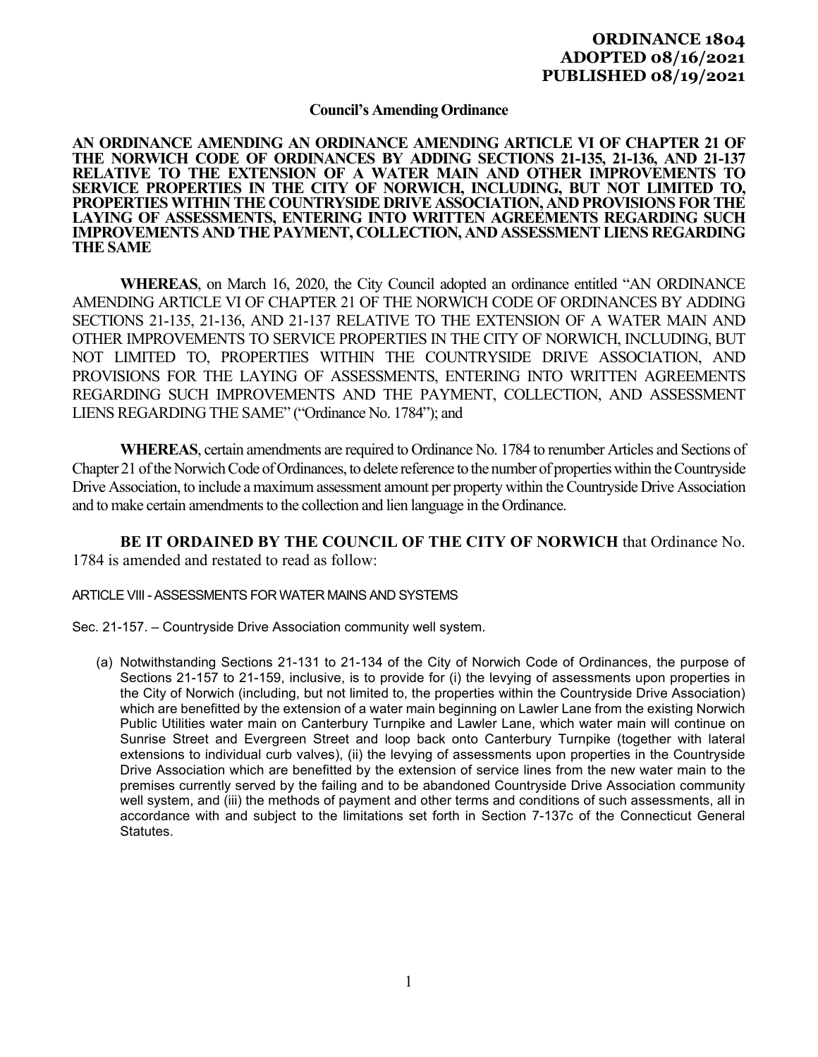**ORDINANCE 1804**
**ADOPTED 08/16/2021**
**PUBLISHED 08/19/2021**

**Council's Amending Ordinance**

**AN ORDINANCE AMENDING AN ORDINANCE AMENDING ARTICLE VI OF CHAPTER 21 OF THE NORWICH CODE OF ORDINANCES BY ADDING SECTIONS 21-135, 21-136, AND 21-137 RELATIVE TO THE EXTENSION OF A WATER MAIN AND OTHER IMPROVEMENTS TO SERVICE PROPERTIES IN THE CITY OF NORWICH, INCLUDING, BUT NOT LIMITED TO, PROPERTIES WITHIN THE COUNTRYSIDE DRIVE ASSOCIATION, AND PROVISIONS FOR THE LAYING OF ASSESSMENTS, ENTERING INTO WRITTEN AGREEMENTS REGARDING SUCH IMPROVEMENTS AND THE PAYMENT, COLLECTION, AND ASSESSMENT LIENS REGARDING THE SAME**

**WHEREAS**, on March 16, 2020, the City Council adopted an ordinance entitled "AN ORDINANCE AMENDING ARTICLE VI OF CHAPTER 21 OF THE NORWICH CODE OF ORDINANCES BY ADDING SECTIONS 21-135, 21-136, AND 21-137 RELATIVE TO THE EXTENSION OF A WATER MAIN AND OTHER IMPROVEMENTS TO SERVICE PROPERTIES IN THE CITY OF NORWICH, INCLUDING, BUT NOT LIMITED TO, PROPERTIES WITHIN THE COUNTRYSIDE DRIVE ASSOCIATION, AND PROVISIONS FOR THE LAYING OF ASSESSMENTS, ENTERING INTO WRITTEN AGREEMENTS REGARDING SUCH IMPROVEMENTS AND THE PAYMENT, COLLECTION, AND ASSESSMENT LIENS REGARDING THE SAME" ("Ordinance No. 1784"); and

**WHEREAS**, certain amendments are required to Ordinance No. 1784 to renumber Articles and Sections of Chapter 21 of the Norwich Code of Ordinances, to delete reference to the number of properties within the Countryside Drive Association, to include a maximum assessment amount per property within the Countryside Drive Association and to make certain amendments to the collection and lien language in the Ordinance.

**BE IT ORDAINED BY THE COUNCIL OF THE CITY OF NORWICH** that Ordinance No. 1784 is amended and restated to read as follow:

ARTICLE VIII - ASSESSMENTS FOR WATER MAINS AND SYSTEMS

Sec. 21-157. – Countryside Drive Association community well system.

(a) Notwithstanding Sections 21-131 to 21-134 of the City of Norwich Code of Ordinances, the purpose of Sections 21-157 to 21-159, inclusive, is to provide for (i) the levying of assessments upon properties in the City of Norwich (including, but not limited to, the properties within the Countryside Drive Association) which are benefitted by the extension of a water main beginning on Lawler Lane from the existing Norwich Public Utilities water main on Canterbury Turnpike and Lawler Lane, which water main will continue on Sunrise Street and Evergreen Street and loop back onto Canterbury Turnpike (together with lateral extensions to individual curb valves), (ii) the levying of assessments upon properties in the Countryside Drive Association which are benefitted by the extension of service lines from the new water main to the premises currently served by the failing and to be abandoned Countryside Drive Association community well system, and (iii) the methods of payment and other terms and conditions of such assessments, all in accordance with and subject to the limitations set forth in Section 7-137c of the Connecticut General Statutes.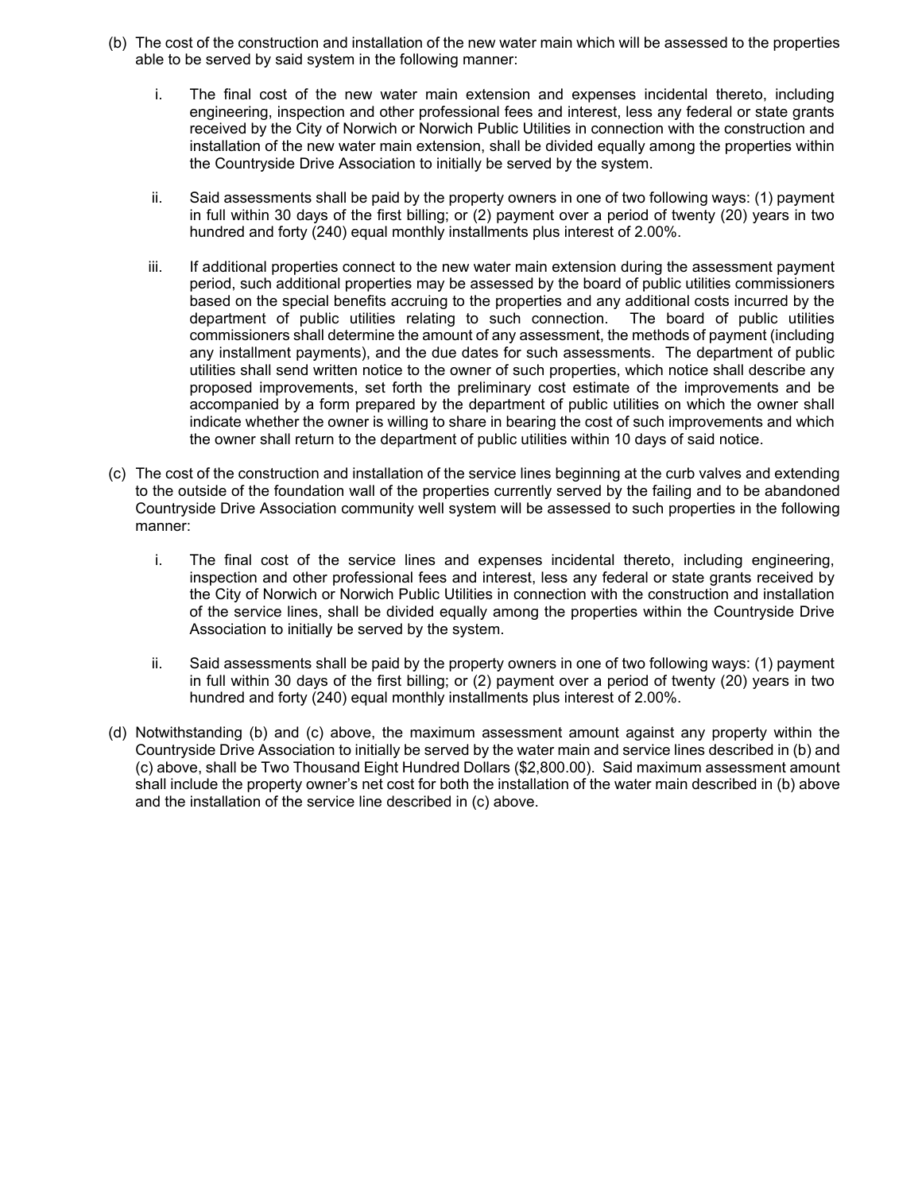(b) The cost of the construction and installation of the new water main which will be assessed to the properties able to be served by said system in the following manner:

   i. The final cost of the new water main extension and expenses incidental thereto, including engineering, inspection and other professional fees and interest, less any federal or state grants received by the City of Norwich or Norwich Public Utilities in connection with the construction and installation of the new water main extension, shall be divided equally among the properties within the Countryside Drive Association to initially be served by the system.

   ii. Said assessments shall be paid by the property owners in one of two following ways: (1) payment in full within 30 days of the first billing; or (2) payment over a period of twenty (20) years in two hundred and forty (240) equal monthly installments plus interest of 2.00%.

   iii. If additional properties connect to the new water main extension during the assessment payment period, such additional properties may be assessed by the board of public utilities commissioners based on the special benefits accruing to the properties and any additional costs incurred by the department of public utilities relating to such connection. The board of public utilities commissioners shall determine the amount of any assessment, the methods of payment (including any installment payments), and the due dates for such assessments. The department of public utilities shall send written notice to the owner of such properties, which notice shall describe any proposed improvements, set forth the preliminary cost estimate of the improvements and be accompanied by a form prepared by the department of public utilities on which the owner shall indicate whether the owner is willing to share in bearing the cost of such improvements and which the owner shall return to the department of public utilities within 10 days of said notice.

(c) The cost of the construction and installation of the service lines beginning at the curb valves and extending to the outside of the foundation wall of the properties currently served by the failing and to be abandoned Countryside Drive Association community well system will be assessed to such properties in the following manner:

   i. The final cost of the service lines and expenses incidental thereto, including engineering, inspection and other professional fees and interest, less any federal or state grants received by the City of Norwich or Norwich Public Utilities in connection with the construction and installation of the service lines, shall be divided equally among the properties within the Countryside Drive Association to initially be served by the system.

   ii. Said assessments shall be paid by the property owners in one of two following ways: (1) payment in full within 30 days of the first billing; or (2) payment over a period of twenty (20) years in two hundred and forty (240) equal monthly installments plus interest of 2.00%.

(d) Notwithstanding (b) and (c) above, the maximum assessment amount against any property within the Countryside Drive Association to initially be served by the water main and service lines described in (b) and (c) above, shall be Two Thousand Eight Hundred Dollars ($2,800.00). Said maximum assessment amount shall include the property owner's net cost for both the installation of the water main described in (b) above and the installation of the service line described in (c) above.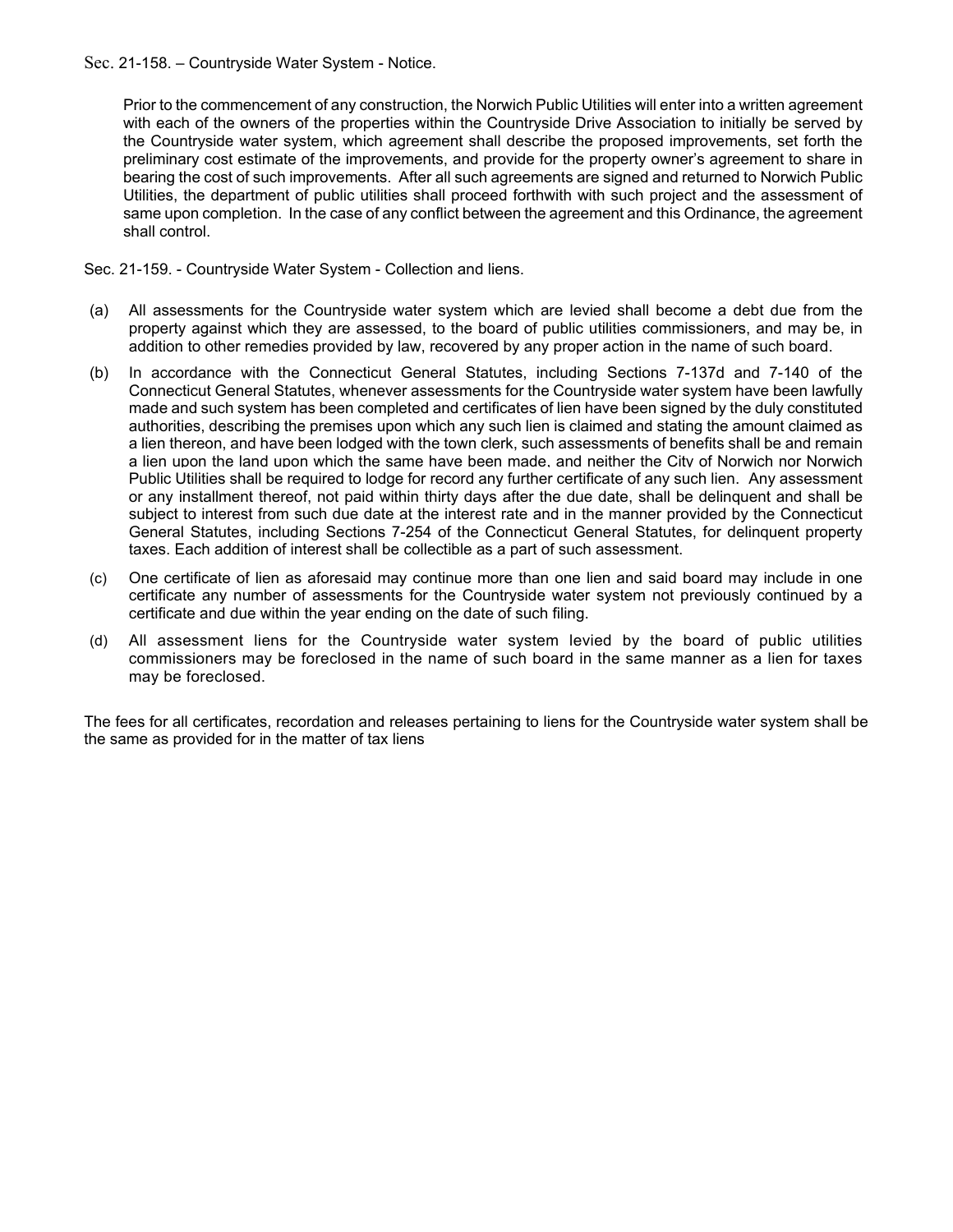Sec. 21-158. – Countryside Water System - Notice.

Prior to the commencement of any construction, the Norwich Public Utilities will enter into a written agreement with each of the owners of the properties within the Countryside Drive Association to initially be served by the Countryside water system, which agreement shall describe the proposed improvements, set forth the preliminary cost estimate of the improvements, and provide for the property owner's agreement to share in bearing the cost of such improvements. After all such agreements are signed and returned to Norwich Public Utilities, the department of public utilities shall proceed forthwith with such project and the assessment of same upon completion. In the case of any conflict between the agreement and this Ordinance, the agreement shall control.

Sec. 21-159. - Countryside Water System - Collection and liens.

(a) All assessments for the Countryside water system which are levied shall become a debt due from the property against which they are assessed, to the board of public utilities commissioners, and may be, in addition to other remedies provided by law, recovered by any proper action in the name of such board.

(b) In accordance with the Connecticut General Statutes, including Sections 7-137d and 7-140 of the Connecticut General Statutes, whenever assessments for the Countryside water system have been lawfully made and such system has been completed and certificates of lien have been signed by the duly constituted authorities, describing the premises upon which any such lien is claimed and stating the amount claimed as a lien thereon, and have been lodged with the town clerk, such assessments of benefits shall be and remain a lien upon the land upon which the same have been made, and neither the City of Norwich nor Norwich Public Utilities shall be required to lodge for record any further certificate of any such lien. Any assessment or any installment thereof, not paid within thirty days after the due date, shall be delinquent and shall be subject to interest from such due date at the interest rate and in the manner provided by the Connecticut General Statutes, including Sections 7-254 of the Connecticut General Statutes, for delinquent property taxes. Each addition of interest shall be collectible as a part of such assessment.

(c) One certificate of lien as aforesaid may continue more than one lien and said board may include in one certificate any number of assessments for the Countryside water system not previously continued by a certificate and due within the year ending on the date of such filing.

(d) All assessment liens for the Countryside water system levied by the board of public utilities commissioners may be foreclosed in the name of such board in the same manner as a lien for taxes may be foreclosed.

The fees for all certificates, recordation and releases pertaining to liens for the Countryside water system shall be the same as provided for in the matter of tax liens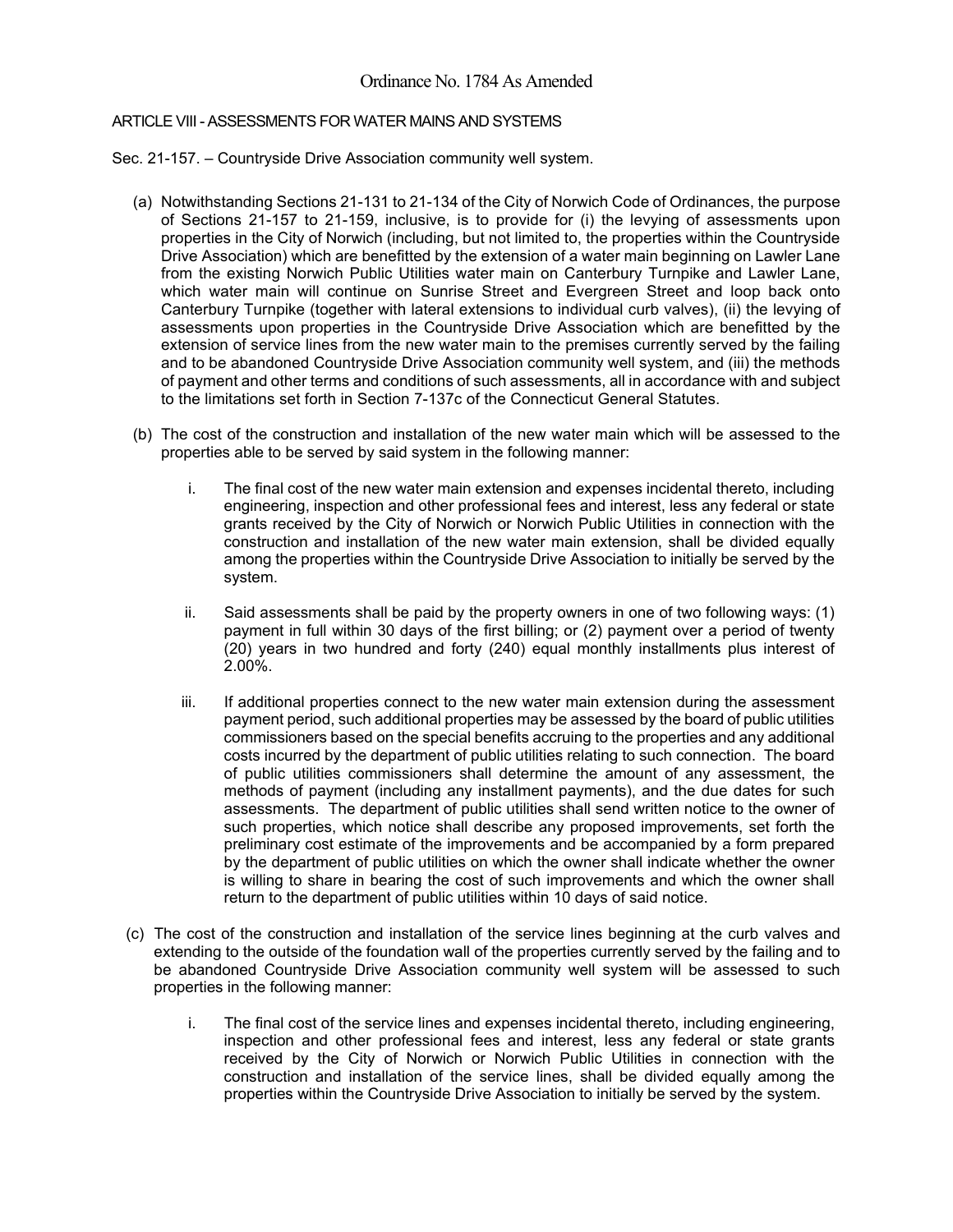# Ordinance No. 1784 As Amended

## ARTICLE VIII - ASSESSMENTS FOR WATER MAINS AND SYSTEMS

### Sec. 21-157. – Countryside Drive Association community well system.

(a) Notwithstanding Sections 21-131 to 21-134 of the City of Norwich Code of Ordinances, the purpose of Sections 21-157 to 21-159, inclusive, is to provide for (i) the levying of assessments upon properties in the City of Norwich (including, but not limited to, the properties within the Countryside Drive Association) which are benefitted by the extension of a water main beginning on Lawler Lane from the existing Norwich Public Utilities water main on Canterbury Turnpike and Lawler Lane, which water main will continue on Sunrise Street and Evergreen Street and loop back onto Canterbury Turnpike (together with lateral extensions to individual curb valves), (ii) the levying of assessments upon properties in the Countryside Drive Association which are benefitted by the extension of service lines from the new water main to the premises currently served by the failing and to be abandoned Countryside Drive Association community well system, and (iii) the methods of payment and other terms and conditions of such assessments, all in accordance with and subject to the limitations set forth in Section 7-137c of the Connecticut General Statutes.

(b) The cost of the construction and installation of the new water main which will be assessed to the properties able to be served by said system in the following manner:

  i. The final cost of the new water main extension and expenses incidental thereto, including engineering, inspection and other professional fees and interest, less any federal or state grants received by the City of Norwich or Norwich Public Utilities in connection with the construction and installation of the new water main extension, shall be divided equally among the properties within the Countryside Drive Association to initially be served by the system.

  ii. Said assessments shall be paid by the property owners in one of two following ways: (1) payment in full within 30 days of the first billing; or (2) payment over a period of twenty (20) years in two hundred and forty (240) equal monthly installments plus interest of 2.00%.

  iii. If additional properties connect to the new water main extension during the assessment payment period, such additional properties may be assessed by the board of public utilities commissioners based on the special benefits accruing to the properties and any additional costs incurred by the department of public utilities relating to such connection. The board of public utilities commissioners shall determine the amount of any assessment, the methods of payment (including any installment payments), and the due dates for such assessments. The department of public utilities shall send written notice to the owner of such properties, which notice shall describe any proposed improvements, set forth the preliminary cost estimate of the improvements and be accompanied by a form prepared by the department of public utilities on which the owner shall indicate whether the owner is willing to share in bearing the cost of such improvements and which the owner shall return to the department of public utilities within 10 days of said notice.

(c) The cost of the construction and installation of the service lines beginning at the curb valves and extending to the outside of the foundation wall of the properties currently served by the failing and to be abandoned Countryside Drive Association community well system will be assessed to such properties in the following manner:

  i. The final cost of the service lines and expenses incidental thereto, including engineering, inspection and other professional fees and interest, less any federal or state grants received by the City of Norwich or Norwich Public Utilities in connection with the construction and installation of the service lines, shall be divided equally among the properties within the Countryside Drive Association to initially be served by the system.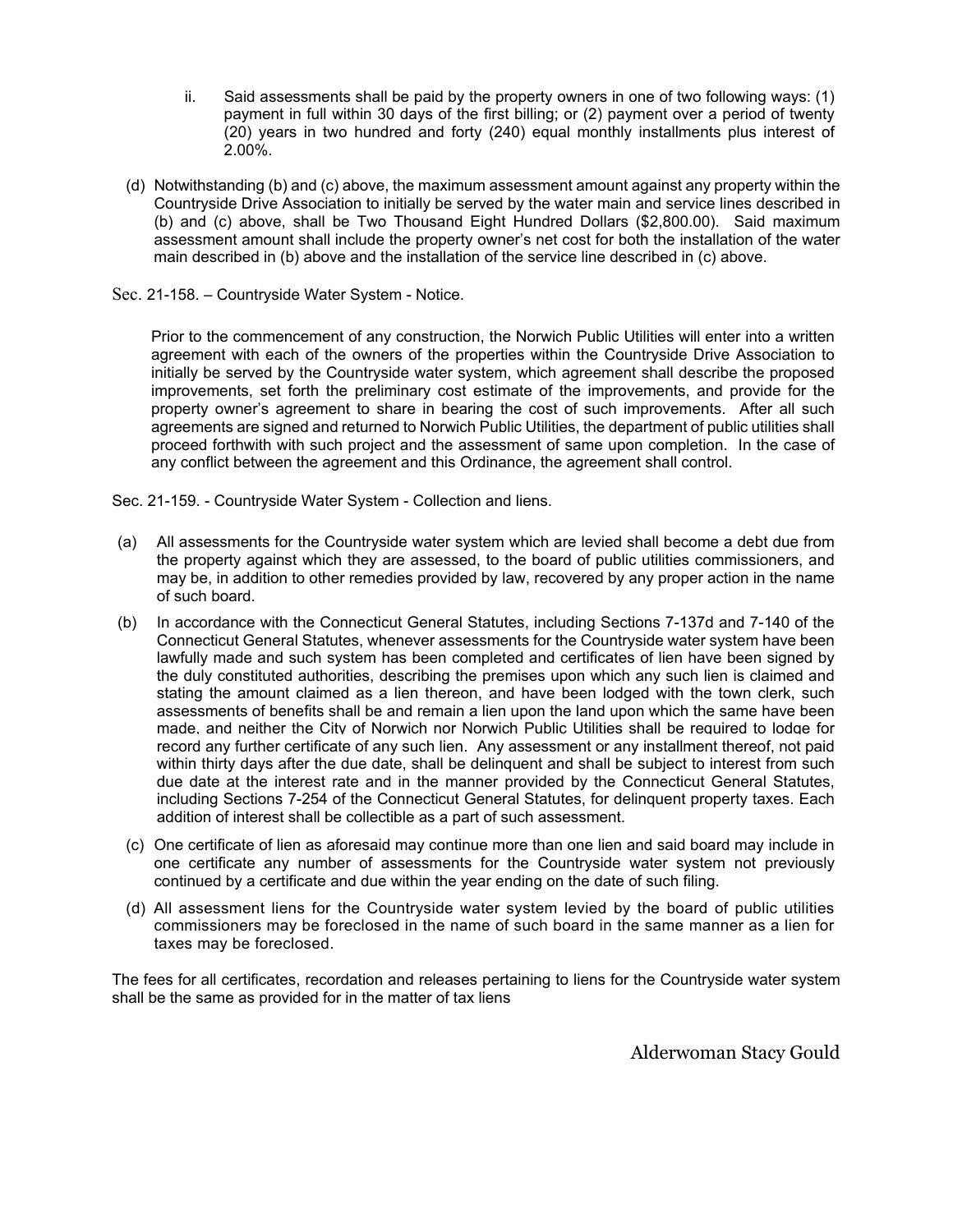ii. Said assessments shall be paid by the property owners in one of two following ways: (1) payment in full within 30 days of the first billing; or (2) payment over a period of twenty (20) years in two hundred and forty (240) equal monthly installments plus interest of 2.00%.

(d) Notwithstanding (b) and (c) above, the maximum assessment amount against any property within the Countryside Drive Association to initially be served by the water main and service lines described in (b) and (c) above, shall be Two Thousand Eight Hundred Dollars ($2,800.00). Said maximum assessment amount shall include the property owner's net cost for both the installation of the water main described in (b) above and the installation of the service line described in (c) above.

Sec. 21-158. – Countryside Water System - Notice.

Prior to the commencement of any construction, the Norwich Public Utilities will enter into a written agreement with each of the owners of the properties within the Countryside Drive Association to initially be served by the Countryside water system, which agreement shall describe the proposed improvements, set forth the preliminary cost estimate of the improvements, and provide for the property owner's agreement to share in bearing the cost of such improvements. After all such agreements are signed and returned to Norwich Public Utilities, the department of public utilities shall proceed forthwith with such project and the assessment of same upon completion. In the case of any conflict between the agreement and this Ordinance, the agreement shall control.

Sec. 21-159. - Countryside Water System - Collection and liens.

(a) All assessments for the Countryside water system which are levied shall become a debt due from the property against which they are assessed, to the board of public utilities commissioners, and may be, in addition to other remedies provided by law, recovered by any proper action in the name of such board.

(b) In accordance with the Connecticut General Statutes, including Sections 7-137d and 7-140 of the Connecticut General Statutes, whenever assessments for the Countryside water system have been lawfully made and such system has been completed and certificates of lien have been signed by the duly constituted authorities, describing the premises upon which any such lien is claimed and stating the amount claimed as a lien thereon, and have been lodged with the town clerk, such assessments of benefits shall be and remain a lien upon the land upon which the same have been made, and neither the City of Norwich nor Norwich Public Utilities shall be required to lodge for record any further certificate of any such lien. Any assessment or any installment thereof, not paid within thirty days after the due date, shall be delinquent and shall be subject to interest from such due date at the interest rate and in the manner provided by the Connecticut General Statutes, including Sections 7-254 of the Connecticut General Statutes, for delinquent property taxes. Each addition of interest shall be collectible as a part of such assessment.

(c) One certificate of lien as aforesaid may continue more than one lien and said board may include in one certificate any number of assessments for the Countryside water system not previously continued by a certificate and due within the year ending on the date of such filing.

(d) All assessment liens for the Countryside water system levied by the board of public utilities commissioners may be foreclosed in the name of such board in the same manner as a lien for taxes may be foreclosed.

The fees for all certificates, recordation and releases pertaining to liens for the Countryside water system shall be the same as provided for in the matter of tax liens

Alderwoman Stacy Gould